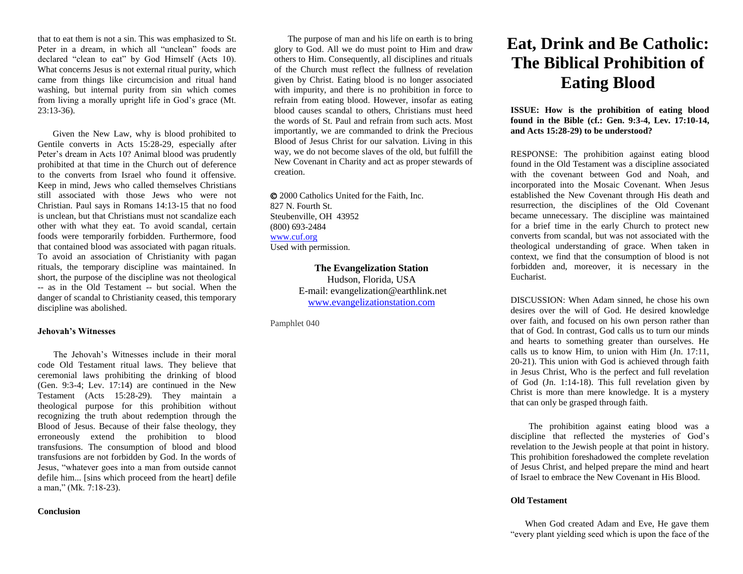that to eat them is not a sin. This was emphasized to St. Peter in a dream, in which all "unclean" foods are declared "clean to eat" by God Himself (Acts 10). What concerns Jesus is not external ritual purity, which came from things like circumcision and ritual hand washing, but internal purity from sin which comes from living a morally upright life in God's grace (Mt. 23:13-36).

Given the New Law, why is blood prohibited to Gentile converts in Acts 15:28-29, especially after Peter's dream in Acts 10? Animal blood was prudently prohibited at that time in the Church out of deference to the converts from Israel who found it offensive. Keep in mind, Jews who called themselves Christians still associated with those Jews who were not Christian. Paul says in Romans 14:13-15 that no food is unclean, but that Christians must not scandalize each other with what they eat. To avoid scandal, certain foods were temporarily forbidden. Furthermore, food that contained blood was associated with pagan rituals. To avoid an association of Christianity with pagan rituals, the temporary discipline was maintained. In short, the purpose of the discipline was not theological -- as in the Old Testament -- but social. When the danger of scandal to Christianity ceased, this temporary discipline was abolished.

### Jehovah's Witnesses

The Jehovah's Witnesses include in their moral code Old Testament ritual laws. They believe that ceremonial laws prohibiting the drinking of blood (Gen. 9:3-4; Lev. 17:14) are continued in the New Testament (Acts 15:28-29). They maintain a theological purpose for this prohibition without recognizing the truth about redemption through the Blood of Jesus. Because of their false theology, they erroneously extend the prohibition to blood transfusions. The consumption of blood and blood transfusions are not forbidden by God. In the words of Jesus, "whatever goes into a man from outside cannot defile him... [sins which proceed from the heart] defile a man," (Mk. 7:18-23).

### Conclusion

The purpose of man and his life on earth is to bring glory to God. All we do must point to Him and draw others to Him. Consequently, all disciplines and rituals of the Church must reflect the fullness of revelation given by Christ. Eating blood is no longer associated with impurity, and there is no prohibition in force to refrain from eating blood. However, insofar as eating blood causes scandal to others, Christians must heed the words of St. Paul and refrain from such acts. Most importantly, we are commanded to drink the Precious Blood of Jesus Christ for our salvation. Living in this way, we do not become slaves of the old, but fulfill the New Covenant in Charity and act as proper stewards of creation.

© 2000 Catholics United for the Faith, Inc.
827 N. Fourth St.
Steubenville, OH 43952
(800) 693-2484
www.cuf.org
Used with permission.

**The Evangelization Station**
Hudson, Florida, USA
E-mail: evangelization@earthlink.net
www.evangelizationstation.com

Pamphlet 040

# Eat, Drink and Be Catholic: The Biblical Prohibition of Eating Blood

**ISSUE: How is the prohibition of eating blood found in the Bible (cf.: Gen. 9:3-4, Lev. 17:10-14, and Acts 15:28-29) to be understood?**

RESPONSE: The prohibition against eating blood found in the Old Testament was a discipline associated with the covenant between God and Noah, and incorporated into the Mosaic Covenant. When Jesus established the New Covenant through His death and resurrection, the disciplines of the Old Covenant became unnecessary. The discipline was maintained for a brief time in the early Church to protect new converts from scandal, but was not associated with the theological understanding of grace. When taken in context, we find that the consumption of blood is not forbidden and, moreover, it is necessary in the Eucharist.

DISCUSSION: When Adam sinned, he chose his own desires over the will of God. He desired knowledge over faith, and focused on his own person rather than that of God. In contrast, God calls us to turn our minds and hearts to something greater than ourselves. He calls us to know Him, to union with Him (Jn. 17:11, 20-21). This union with God is achieved through faith in Jesus Christ, Who is the perfect and full revelation of God (Jn. 1:14-18). This full revelation given by Christ is more than mere knowledge. It is a mystery that can only be grasped through faith.

The prohibition against eating blood was a discipline that reflected the mysteries of God's revelation to the Jewish people at that point in history. This prohibition foreshadowed the complete revelation of Jesus Christ, and helped prepare the mind and heart of Israel to embrace the New Covenant in His Blood.

### Old Testament

When God created Adam and Eve, He gave them "every plant yielding seed which is upon the face of the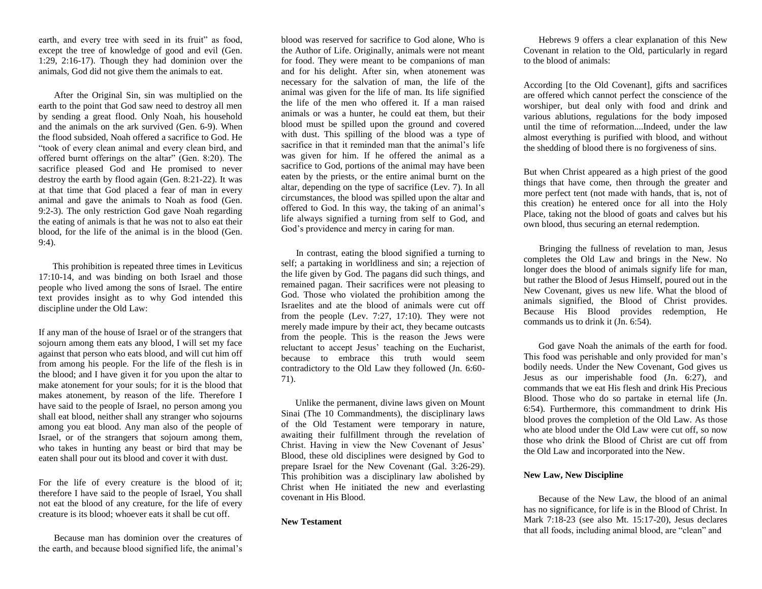earth, and every tree with seed in its fruit" as food, except the tree of knowledge of good and evil (Gen. 1:29, 2:16-17). Though they had dominion over the animals, God did not give them the animals to eat.

After the Original Sin, sin was multiplied on the earth to the point that God saw need to destroy all men by sending a great flood. Only Noah, his household and the animals on the ark survived (Gen. 6-9). When the flood subsided, Noah offered a sacrifice to God. He "took of every clean animal and every clean bird, and offered burnt offerings on the altar" (Gen. 8:20). The sacrifice pleased God and He promised to never destroy the earth by flood again (Gen. 8:21-22). It was at that time that God placed a fear of man in every animal and gave the animals to Noah as food (Gen. 9:2-3). The only restriction God gave Noah regarding the eating of animals is that he was not to also eat their blood, for the life of the animal is in the blood (Gen. 9:4).

This prohibition is repeated three times in Leviticus 17:10-14, and was binding on both Israel and those people who lived among the sons of Israel. The entire text provides insight as to why God intended this discipline under the Old Law:

If any man of the house of Israel or of the strangers that sojourn among them eats any blood, I will set my face against that person who eats blood, and will cut him off from among his people. For the life of the flesh is in the blood; and I have given it for you upon the altar to make atonement for your souls; for it is the blood that makes atonement, by reason of the life. Therefore I have said to the people of Israel, no person among you shall eat blood, neither shall any stranger who sojourns among you eat blood. Any man also of the people of Israel, or of the strangers that sojourn among them, who takes in hunting any beast or bird that may be eaten shall pour out its blood and cover it with dust.

For the life of every creature is the blood of it; therefore I have said to the people of Israel, You shall not eat the blood of any creature, for the life of every creature is its blood; whoever eats it shall be cut off.

Because man has dominion over the creatures of the earth, and because blood signified life, the animal's blood was reserved for sacrifice to God alone, Who is the Author of Life. Originally, animals were not meant for food. They were meant to be companions of man and for his delight. After sin, when atonement was necessary for the salvation of man, the life of the animal was given for the life of man. Its life signified the life of the men who offered it. If a man raised animals or was a hunter, he could eat them, but their blood must be spilled upon the ground and covered with dust. This spilling of the blood was a type of sacrifice in that it reminded man that the animal's life was given for him. If he offered the animal as a sacrifice to God, portions of the animal may have been eaten by the priests, or the entire animal burnt on the altar, depending on the type of sacrifice (Lev. 7). In all circumstances, the blood was spilled upon the altar and offered to God. In this way, the taking of an animal's life always signified a turning from self to God, and God's providence and mercy in caring for man.

In contrast, eating the blood signified a turning to self; a partaking in worldliness and sin; a rejection of the life given by God. The pagans did such things, and remained pagan. Their sacrifices were not pleasing to God. Those who violated the prohibition among the Israelites and ate the blood of animals were cut off from the people (Lev. 7:27, 17:10). They were not merely made impure by their act, they became outcasts from the people. This is the reason the Jews were reluctant to accept Jesus' teaching on the Eucharist, because to embrace this truth would seem contradictory to the Old Law they followed (Jn. 6:60-71).

Unlike the permanent, divine laws given on Mount Sinai (The 10 Commandments), the disciplinary laws of the Old Testament were temporary in nature, awaiting their fulfillment through the revelation of Christ. Having in view the New Covenant of Jesus' Blood, these old disciplines were designed by God to prepare Israel for the New Covenant (Gal. 3:26-29). This prohibition was a disciplinary law abolished by Christ when He initiated the new and everlasting covenant in His Blood.

**New Testament**

Hebrews 9 offers a clear explanation of this New Covenant in relation to the Old, particularly in regard to the blood of animals:

According [to the Old Covenant], gifts and sacrifices are offered which cannot perfect the conscience of the worshiper, but deal only with food and drink and various ablutions, regulations for the body imposed until the time of reformation....Indeed, under the law almost everything is purified with blood, and without the shedding of blood there is no forgiveness of sins.

But when Christ appeared as a high priest of the good things that have come, then through the greater and more perfect tent (not made with hands, that is, not of this creation) he entered once for all into the Holy Place, taking not the blood of goats and calves but his own blood, thus securing an eternal redemption.

Bringing the fullness of revelation to man, Jesus completes the Old Law and brings in the New. No longer does the blood of animals signify life for man, but rather the Blood of Jesus Himself, poured out in the New Covenant, gives us new life. What the blood of animals signified, the Blood of Christ provides. Because His Blood provides redemption, He commands us to drink it (Jn. 6:54).

God gave Noah the animals of the earth for food. This food was perishable and only provided for man's bodily needs. Under the New Covenant, God gives us Jesus as our imperishable food (Jn. 6:27), and commands that we eat His flesh and drink His Precious Blood. Those who do so partake in eternal life (Jn. 6:54). Furthermore, this commandment to drink His blood proves the completion of the Old Law. As those who ate blood under the Old Law were cut off, so now those who drink the Blood of Christ are cut off from the Old Law and incorporated into the New.

**New Law, New Discipline**

Because of the New Law, the blood of an animal has no significance, for life is in the Blood of Christ. In Mark 7:18-23 (see also Mt. 15:17-20), Jesus declares that all foods, including animal blood, are "clean" and